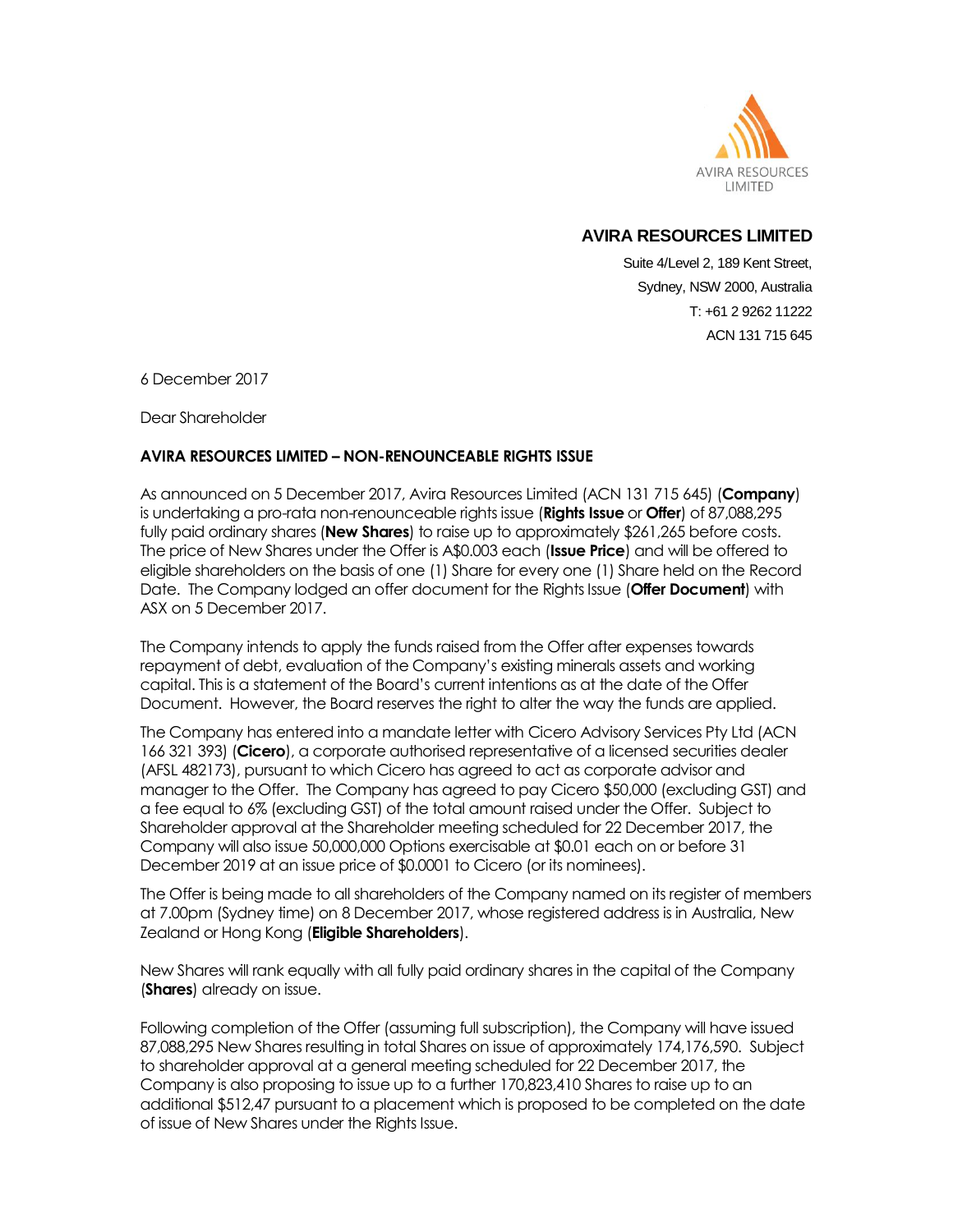AVIRA RESOURCES LIMITED

**AVIRA RESOURCES LIMITED**

Suite 4/Level 2, 189 Kent Street,
Sydney, NSW 2000, Australia
T: +61 2 9262 11222
ACN 131 715 645

6 December 2017

Dear Shareholder

**AVIRA RESOURCES LIMITED – NON-RENOUNCEABLE RIGHTS ISSUE**

As announced on 5 December 2017, Avira Resources Limited (ACN 131 715 645) (**Company**) is undertaking a pro-rata non-renounceable rights issue (**Rights Issue** or **Offer**) of 87,088,295 fully paid ordinary shares (**New Shares**) to raise up to approximately $261,265 before costs. The price of New Shares under the Offer is A$0.003 each (**Issue Price**) and will be offered to eligible shareholders on the basis of one (1) Share for every one (1) Share held on the Record Date. The Company lodged an offer document for the Rights Issue (**Offer Document**) with ASX on 5 December 2017.

The Company intends to apply the funds raised from the Offer after expenses towards repayment of debt, evaluation of the Company's existing minerals assets and working capital. This is a statement of the Board's current intentions as at the date of the Offer Document. However, the Board reserves the right to alter the way the funds are applied.

The Company has entered into a mandate letter with Cicero Advisory Services Pty Ltd (ACN 166 321 393) (**Cicero**), a corporate authorised representative of a licensed securities dealer (AFSL 482173), pursuant to which Cicero has agreed to act as corporate advisor and manager to the Offer. The Company has agreed to pay Cicero $50,000 (excluding GST) and a fee equal to 6% (excluding GST) of the total amount raised under the Offer. Subject to Shareholder approval at the Shareholder meeting scheduled for 22 December 2017, the Company will also issue 50,000,000 Options exercisable at $0.01 each on or before 31 December 2019 at an issue price of $0.0001 to Cicero (or its nominees).

The Offer is being made to all shareholders of the Company named on its register of members at 7.00pm (Sydney time) on 8 December 2017, whose registered address is in Australia, New Zealand or Hong Kong (**Eligible Shareholders**).

New Shares will rank equally with all fully paid ordinary shares in the capital of the Company (**Shares**) already on issue.

Following completion of the Offer (assuming full subscription), the Company will have issued 87,088,295 New Shares resulting in total Shares on issue of approximately 174,176,590. Subject to shareholder approval at a general meeting scheduled for 22 December 2017, the Company is also proposing to issue up to a further 170,823,410 Shares to raise up to an additional $512,47 pursuant to a placement which is proposed to be completed on the date of issue of New Shares under the Rights Issue.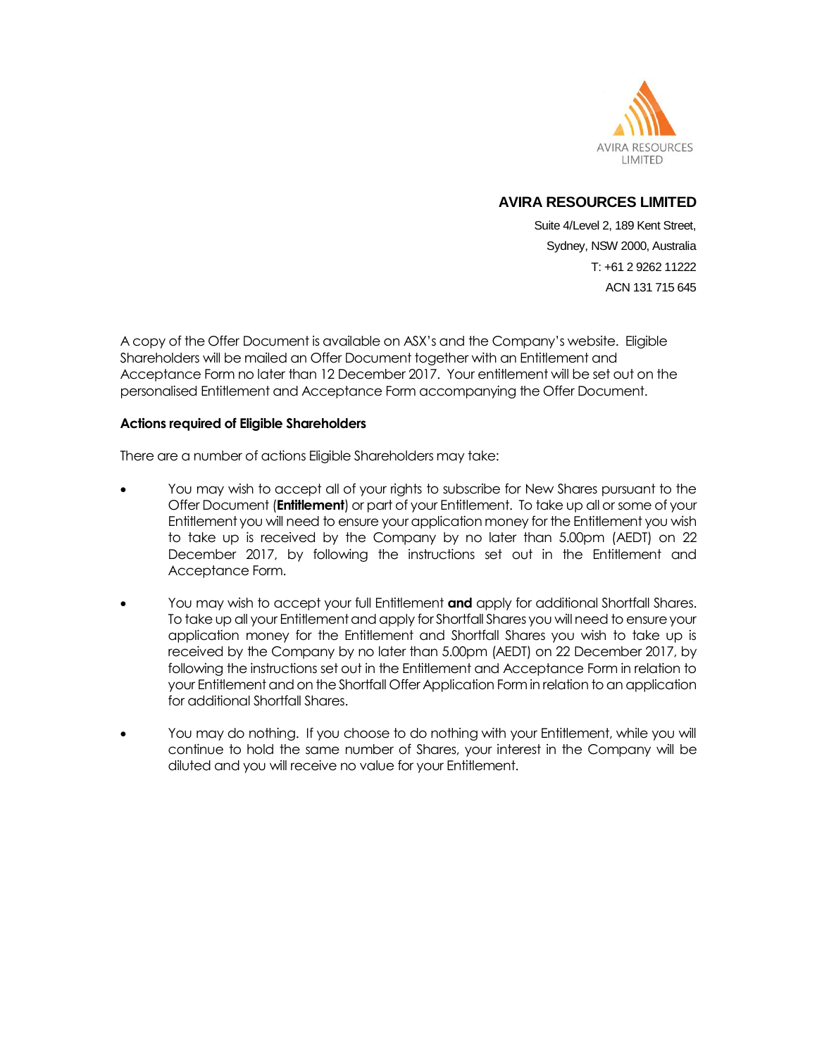AVIRA RESOURCES LIMITED

**AVIRA RESOURCES LIMITED**

Suite 4/Level 2, 189 Kent Street,
Sydney, NSW 2000, Australia
T: +61 2 9262 11222
ACN 131 715 645

A copy of the Offer Document is available on ASX's and the Company's website. Eligible Shareholders will be mailed an Offer Document together with an Entitlement and Acceptance Form no later than 12 December 2017. Your entitlement will be set out on the personalised Entitlement and Acceptance Form accompanying the Offer Document.

**Actions required of Eligible Shareholders**

There are a number of actions Eligible Shareholders may take:

- You may wish to accept all of your rights to subscribe for New Shares pursuant to the Offer Document (**Entitlement**) or part of your Entitlement. To take up all or some of your Entitlement you will need to ensure your application money for the Entitlement you wish to take up is received by the Company by no later than 5.00pm (AEDT) on 22 December 2017, by following the instructions set out in the Entitlement and Acceptance Form.
- You may wish to accept your full Entitlement **and** apply for additional Shortfall Shares. To take up all your Entitlement and apply for Shortfall Shares you will need to ensure your application money for the Entitlement and Shortfall Shares you wish to take up is received by the Company by no later than 5.00pm (AEDT) on 22 December 2017, by following the instructions set out in the Entitlement and Acceptance Form in relation to your Entitlement and on the Shortfall Offer Application Form in relation to an application for additional Shortfall Shares.
- You may do nothing. If you choose to do nothing with your Entitlement, while you will continue to hold the same number of Shares, your interest in the Company will be diluted and you will receive no value for your Entitlement.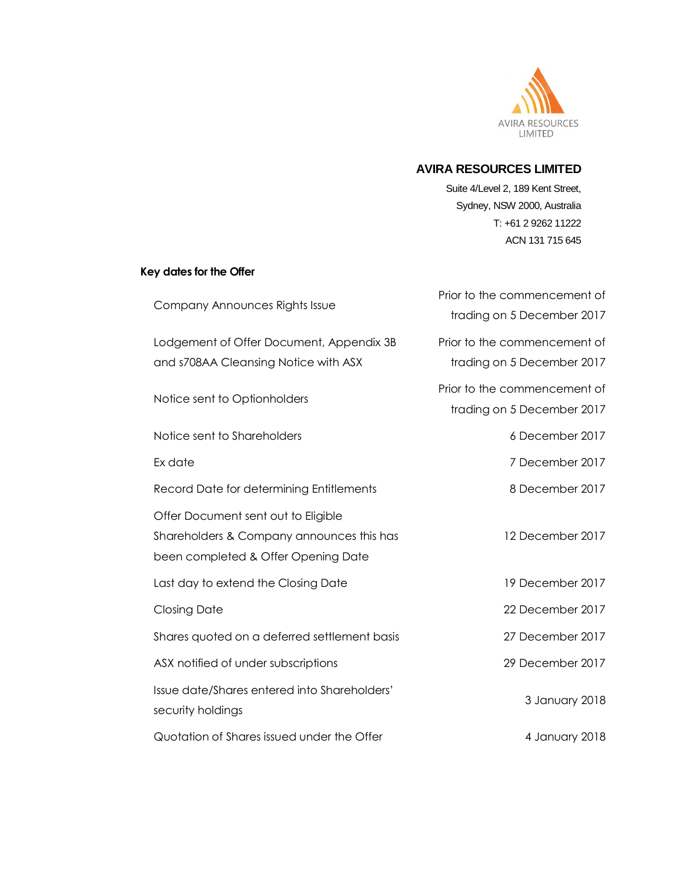AVIRA RESOURCES LIMITED

**AVIRA RESOURCES LIMITED**

Suite 4/Level 2, 189 Kent Street,
Sydney, NSW 2000, Australia
T: +61 2 9262 11222
ACN 131 715 645

**Key dates for the Offer**

| | |
|---|---|
| Company Announces Rights Issue | Prior to the commencement of trading on 5 December 2017 |
| Lodgement of Offer Document, Appendix 3B and s708AA Cleansing Notice with ASX | Prior to the commencement of trading on 5 December 2017 |
| Notice sent to Optionholders | Prior to the commencement of trading on 5 December 2017 |
| Notice sent to Shareholders | 6 December 2017 |
| Ex date | 7 December 2017 |
| Record Date for determining Entitlements | 8 December 2017 |
| Offer Document sent out to Eligible Shareholders & Company announces this has been completed & Offer Opening Date | 12 December 2017 |
| Last day to extend the Closing Date | 19 December 2017 |
| Closing Date | 22 December 2017 |
| Shares quoted on a deferred settlement basis | 27 December 2017 |
| ASX notified of under subscriptions | 29 December 2017 |
| Issue date/Shares entered into Shareholders' security holdings | 3 January 2018 |
| Quotation of Shares issued under the Offer | 4 January 2018 |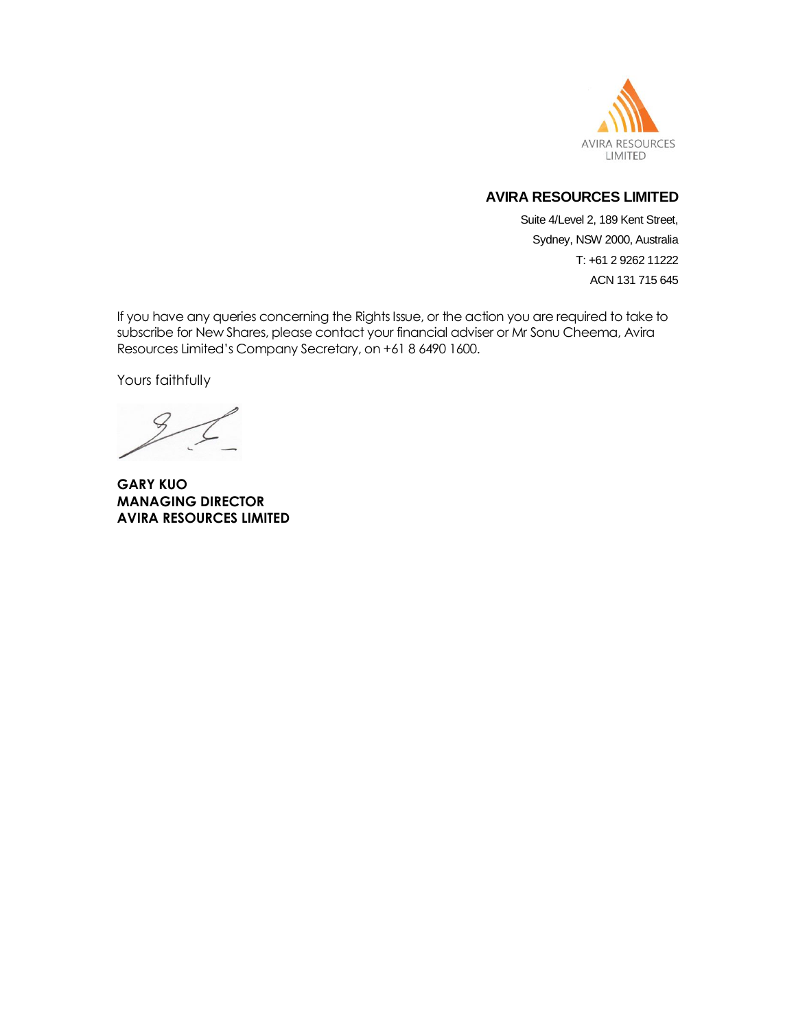**AVIRA RESOURCES LIMITED**

Suite 4/Level 2, 189 Kent Street,
Sydney, NSW 2000, Australia
T: +61 2 9262 11222
ACN 131 715 645

If you have any queries concerning the Rights Issue, or the action you are required to take to subscribe for New Shares, please contact your financial adviser or Mr Sonu Cheema, Avira Resources Limited's Company Secretary, on +61 8 6490 1600.

Yours faithfully

**GARY KUO**
**MANAGING DIRECTOR**
**AVIRA RESOURCES LIMITED**